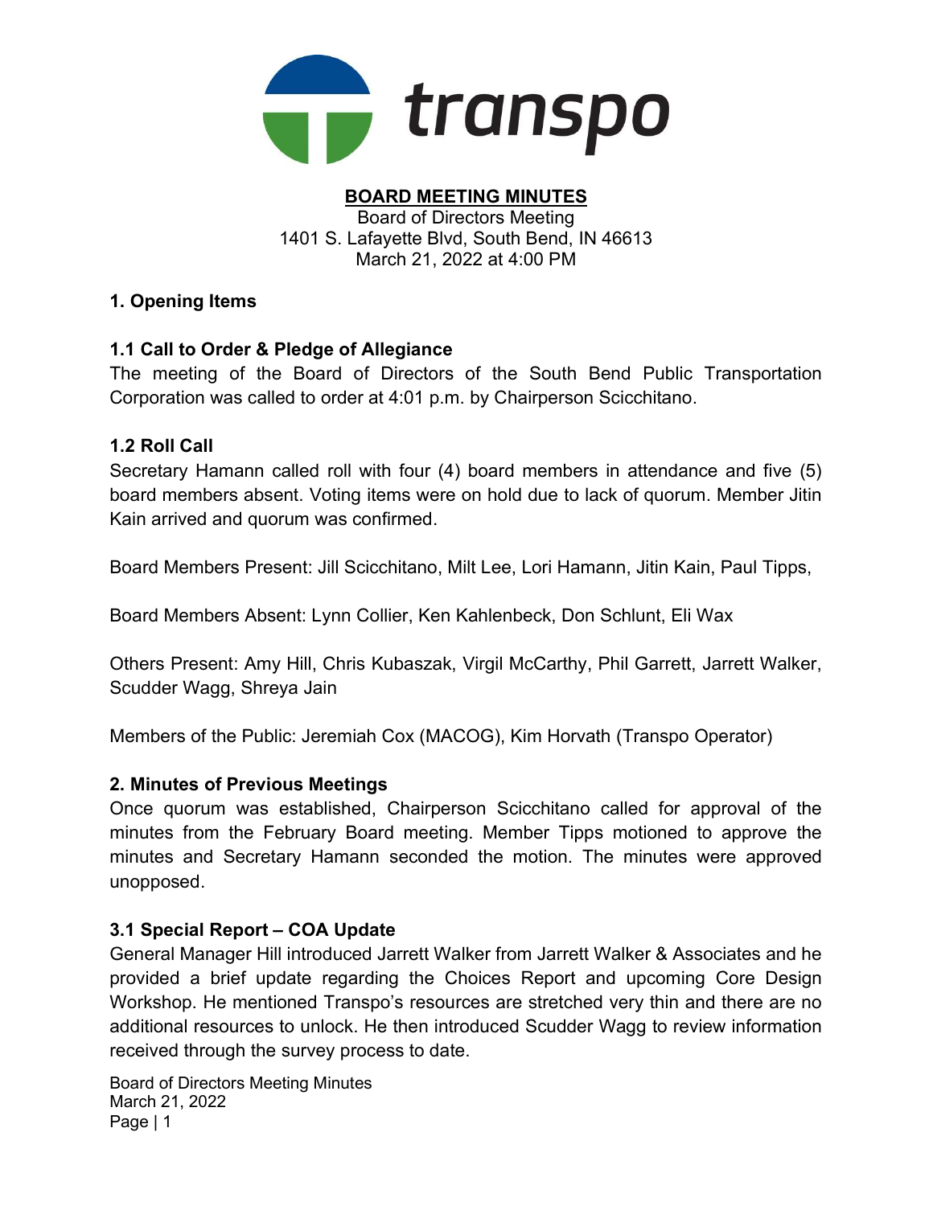transpo

# BOARD MEETING MINUTES

Board of Directors Meeting
1401 S. Lafayette Blvd, South Bend, IN 46613
March 21, 2022 at 4:00 PM

## 1. Opening Items

### 1.1 Call to Order & Pledge of Allegiance

The meeting of the Board of Directors of the South Bend Public Transportation Corporation was called to order at 4:01 p.m. by Chairperson Scicchitano.

### 1.2 Roll Call

Secretary Hamann called roll with four (4) board members in attendance and five (5) board members absent. Voting items were on hold due to lack of quorum. Member Jitin Kain arrived and quorum was confirmed.

Board Members Present: Jill Scicchitano, Milt Lee, Lori Hamann, Jitin Kain, Paul Tipps,

Board Members Absent: Lynn Collier, Ken Kahlenbeck, Don Schlunt, Eli Wax

Others Present: Amy Hill, Chris Kubaszak, Virgil McCarthy, Phil Garrett, Jarrett Walker, Scudder Wagg, Shreya Jain

Members of the Public: Jeremiah Cox (MACOG), Kim Horvath (Transpo Operator)

## 2. Minutes of Previous Meetings

Once quorum was established, Chairperson Scicchitano called for approval of the minutes from the February Board meeting. Member Tipps motioned to approve the minutes and Secretary Hamann seconded the motion. The minutes were approved unopposed.

### 3.1 Special Report – COA Update

General Manager Hill introduced Jarrett Walker from Jarrett Walker & Associates and he provided a brief update regarding the Choices Report and upcoming Core Design Workshop. He mentioned Transpo's resources are stretched very thin and there are no additional resources to unlock. He then introduced Scudder Wagg to review information received through the survey process to date.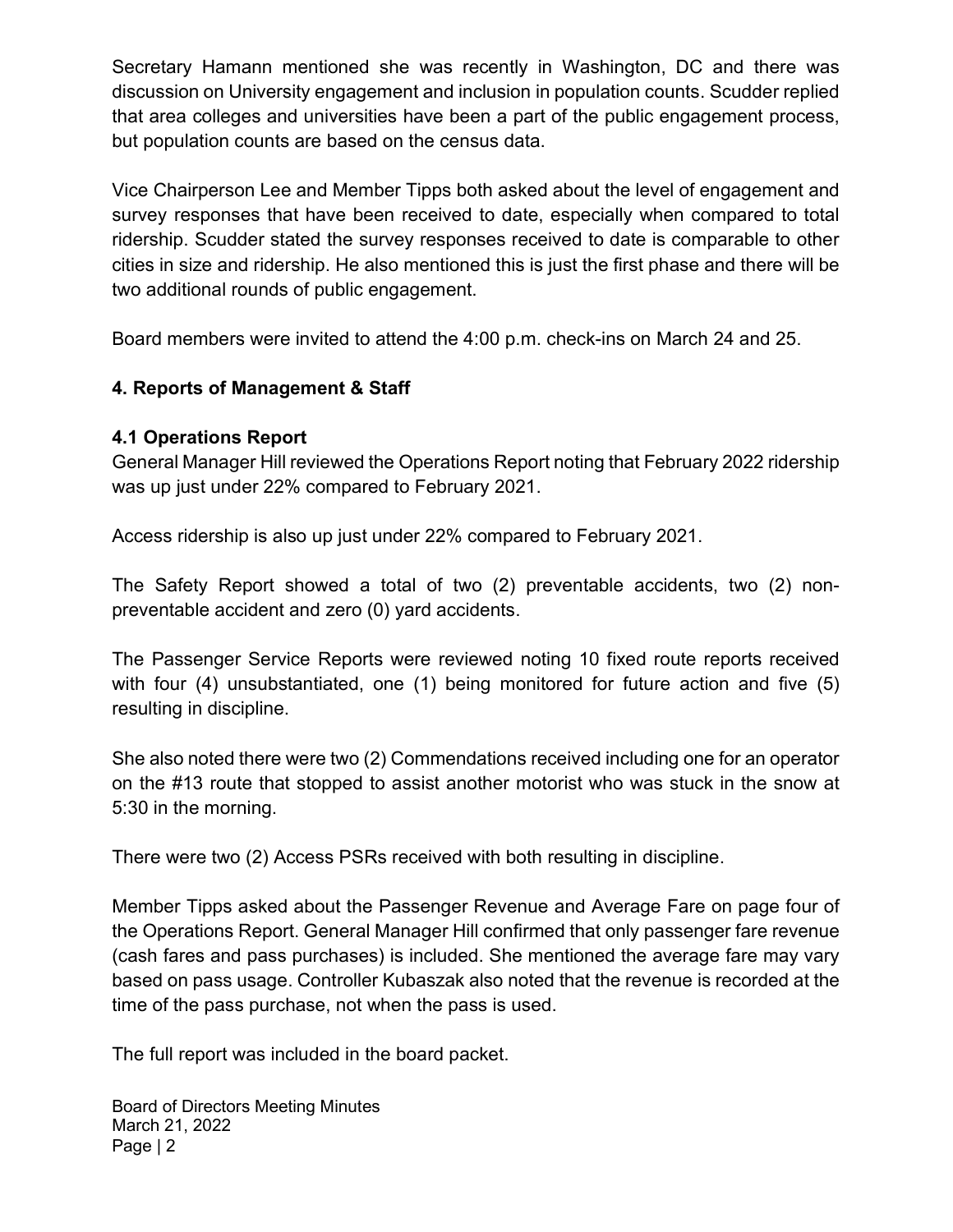Secretary Hamann mentioned she was recently in Washington, DC and there was discussion on University engagement and inclusion in population counts. Scudder replied that area colleges and universities have been a part of the public engagement process, but population counts are based on the census data.

Vice Chairperson Lee and Member Tipps both asked about the level of engagement and survey responses that have been received to date, especially when compared to total ridership. Scudder stated the survey responses received to date is comparable to other cities in size and ridership. He also mentioned this is just the first phase and there will be two additional rounds of public engagement.

Board members were invited to attend the 4:00 p.m. check-ins on March 24 and 25.

## 4. Reports of Management & Staff

### 4.1 Operations Report

General Manager Hill reviewed the Operations Report noting that February 2022 ridership was up just under 22% compared to February 2021.

Access ridership is also up just under 22% compared to February 2021.

The Safety Report showed a total of two (2) preventable accidents, two (2) non-preventable accident and zero (0) yard accidents.

The Passenger Service Reports were reviewed noting 10 fixed route reports received with four (4) unsubstantiated, one (1) being monitored for future action and five (5) resulting in discipline.

She also noted there were two (2) Commendations received including one for an operator on the #13 route that stopped to assist another motorist who was stuck in the snow at 5:30 in the morning.

There were two (2) Access PSRs received with both resulting in discipline.

Member Tipps asked about the Passenger Revenue and Average Fare on page four of the Operations Report. General Manager Hill confirmed that only passenger fare revenue (cash fares and pass purchases) is included. She mentioned the average fare may vary based on pass usage. Controller Kubaszak also noted that the revenue is recorded at the time of the pass purchase, not when the pass is used.

The full report was included in the board packet.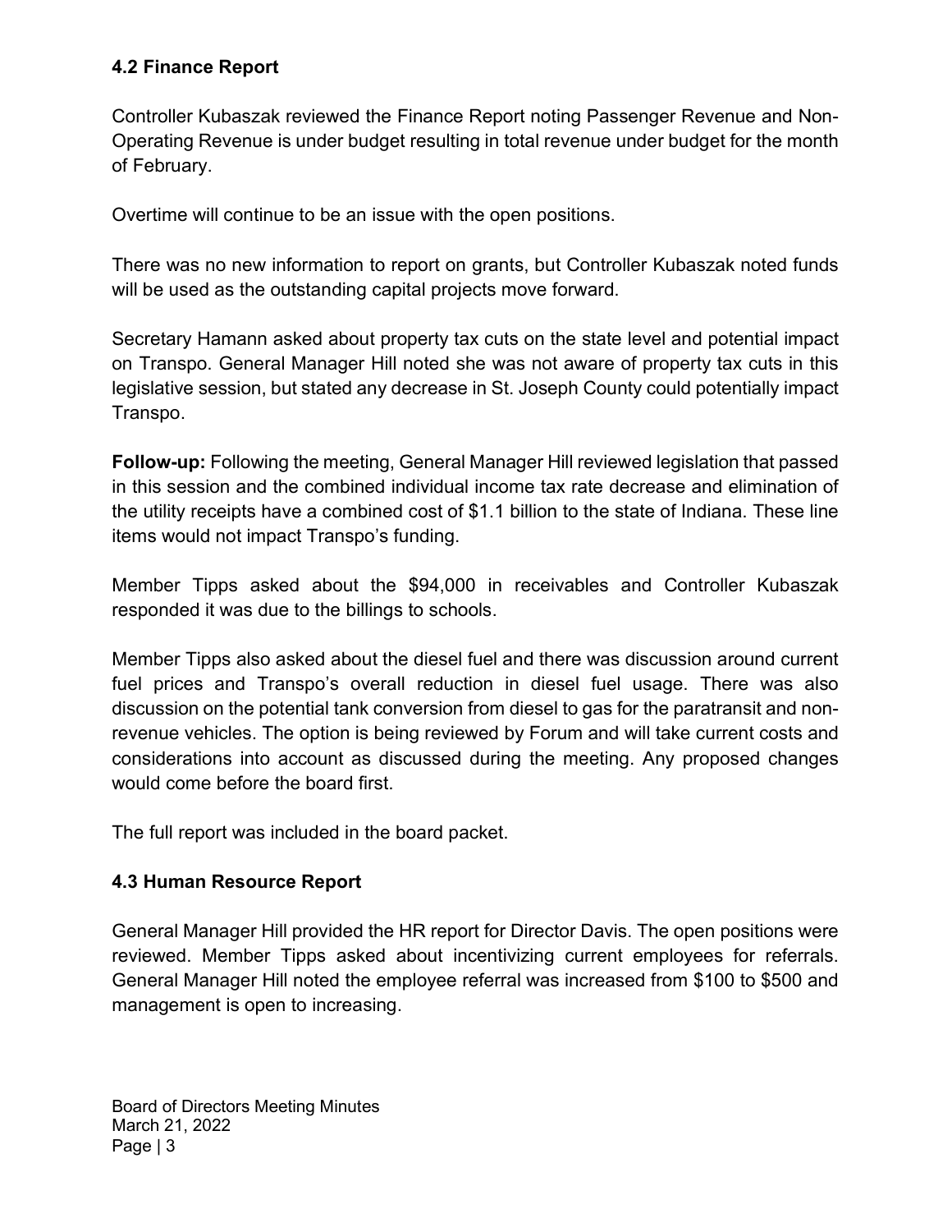### 4.2 Finance Report

Controller Kubaszak reviewed the Finance Report noting Passenger Revenue and Non-Operating Revenue is under budget resulting in total revenue under budget for the month of February.

Overtime will continue to be an issue with the open positions.

There was no new information to report on grants, but Controller Kubaszak noted funds will be used as the outstanding capital projects move forward.

Secretary Hamann asked about property tax cuts on the state level and potential impact on Transpo. General Manager Hill noted she was not aware of property tax cuts in this legislative session, but stated any decrease in St. Joseph County could potentially impact Transpo.

**Follow-up:** Following the meeting, General Manager Hill reviewed legislation that passed in this session and the combined individual income tax rate decrease and elimination of the utility receipts have a combined cost of $1.1 billion to the state of Indiana. These line items would not impact Transpo's funding.

Member Tipps asked about the $94,000 in receivables and Controller Kubaszak responded it was due to the billings to schools.

Member Tipps also asked about the diesel fuel and there was discussion around current fuel prices and Transpo's overall reduction in diesel fuel usage. There was also discussion on the potential tank conversion from diesel to gas for the paratransit and non-revenue vehicles. The option is being reviewed by Forum and will take current costs and considerations into account as discussed during the meeting. Any proposed changes would come before the board first.

The full report was included in the board packet.

### 4.3 Human Resource Report

General Manager Hill provided the HR report for Director Davis. The open positions were reviewed. Member Tipps asked about incentivizing current employees for referrals. General Manager Hill noted the employee referral was increased from $100 to $500 and management is open to increasing.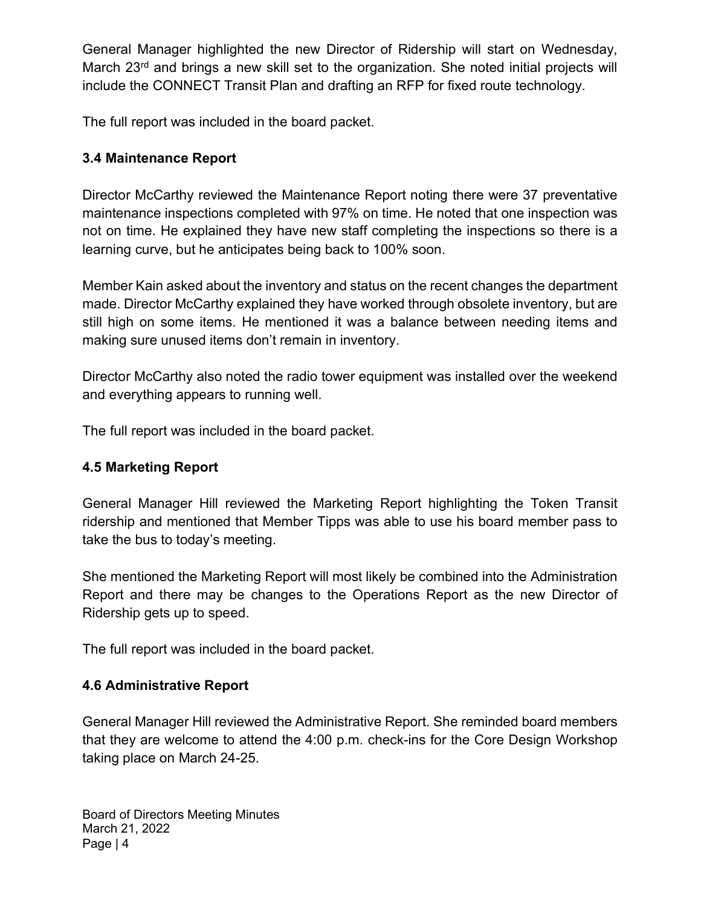General Manager highlighted the new Director of Ridership will start on Wednesday, March 23rd and brings a new skill set to the organization. She noted initial projects will include the CONNECT Transit Plan and drafting an RFP for fixed route technology.

The full report was included in the board packet.

### 3.4 Maintenance Report

Director McCarthy reviewed the Maintenance Report noting there were 37 preventative maintenance inspections completed with 97% on time. He noted that one inspection was not on time. He explained they have new staff completing the inspections so there is a learning curve, but he anticipates being back to 100% soon.

Member Kain asked about the inventory and status on the recent changes the department made. Director McCarthy explained they have worked through obsolete inventory, but are still high on some items. He mentioned it was a balance between needing items and making sure unused items don't remain in inventory.

Director McCarthy also noted the radio tower equipment was installed over the weekend and everything appears to running well.

The full report was included in the board packet.

### 4.5 Marketing Report

General Manager Hill reviewed the Marketing Report highlighting the Token Transit ridership and mentioned that Member Tipps was able to use his board member pass to take the bus to today's meeting.

She mentioned the Marketing Report will most likely be combined into the Administration Report and there may be changes to the Operations Report as the new Director of Ridership gets up to speed.

The full report was included in the board packet.

### 4.6 Administrative Report

General Manager Hill reviewed the Administrative Report. She reminded board members that they are welcome to attend the 4:00 p.m. check-ins for the Core Design Workshop taking place on March 24-25.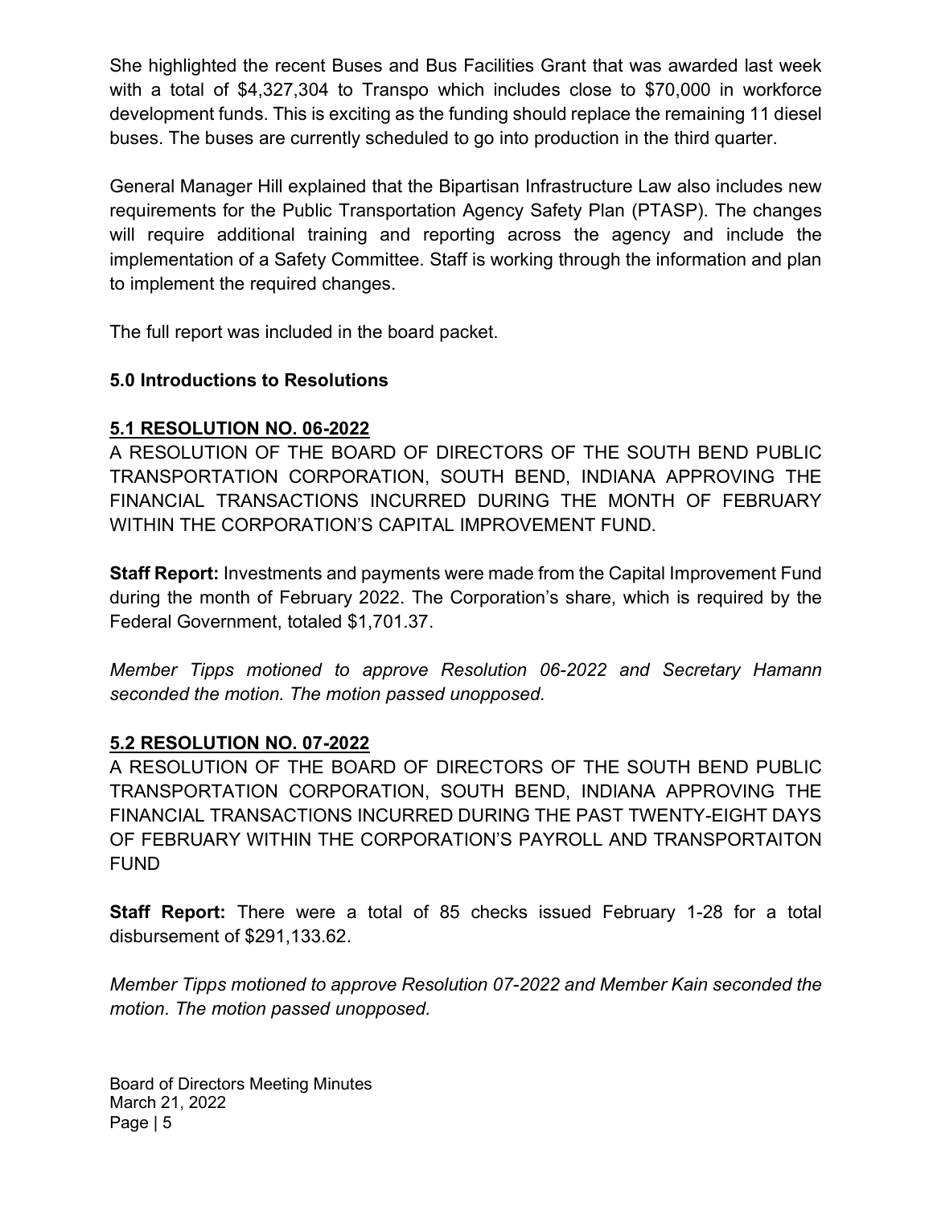She highlighted the recent Buses and Bus Facilities Grant that was awarded last week with a total of $4,327,304 to Transpo which includes close to $70,000 in workforce development funds. This is exciting as the funding should replace the remaining 11 diesel buses. The buses are currently scheduled to go into production in the third quarter.

General Manager Hill explained that the Bipartisan Infrastructure Law also includes new requirements for the Public Transportation Agency Safety Plan (PTASP). The changes will require additional training and reporting across the agency and include the implementation of a Safety Committee. Staff is working through the information and plan to implement the required changes.

The full report was included in the board packet.

## 5.0 Introductions to Resolutions

### 5.1 RESOLUTION NO. 06-2022

A RESOLUTION OF THE BOARD OF DIRECTORS OF THE SOUTH BEND PUBLIC TRANSPORTATION CORPORATION, SOUTH BEND, INDIANA APPROVING THE FINANCIAL TRANSACTIONS INCURRED DURING THE MONTH OF FEBRUARY WITHIN THE CORPORATION'S CAPITAL IMPROVEMENT FUND.

**Staff Report:** Investments and payments were made from the Capital Improvement Fund during the month of February 2022. The Corporation's share, which is required by the Federal Government, totaled $1,701.37.

*Member Tipps motioned to approve Resolution 06-2022 and Secretary Hamann seconded the motion. The motion passed unopposed.*

### 5.2 RESOLUTION NO. 07-2022

A RESOLUTION OF THE BOARD OF DIRECTORS OF THE SOUTH BEND PUBLIC TRANSPORTATION CORPORATION, SOUTH BEND, INDIANA APPROVING THE FINANCIAL TRANSACTIONS INCURRED DURING THE PAST TWENTY-EIGHT DAYS OF FEBRUARY WITHIN THE CORPORATION'S PAYROLL AND TRANSPORTAITON FUND

**Staff Report:** There were a total of 85 checks issued February 1-28 for a total disbursement of $291,133.62.

*Member Tipps motioned to approve Resolution 07-2022 and Member Kain seconded the motion. The motion passed unopposed.*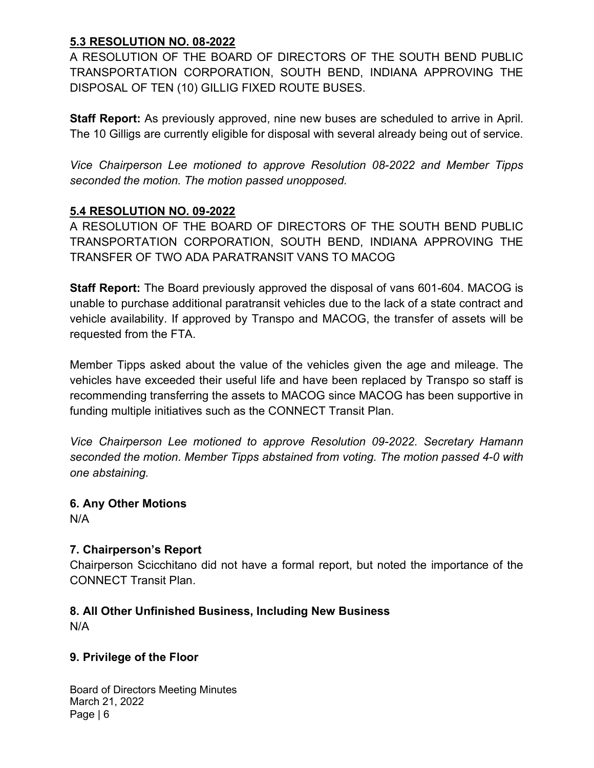### **5.3 RESOLUTION NO. 08-2022**

A RESOLUTION OF THE BOARD OF DIRECTORS OF THE SOUTH BEND PUBLIC TRANSPORTATION CORPORATION, SOUTH BEND, INDIANA APPROVING THE DISPOSAL OF TEN (10) GILLIG FIXED ROUTE BUSES.

**Staff Report:** As previously approved, nine new buses are scheduled to arrive in April. The 10 Gilligs are currently eligible for disposal with several already being out of service.

*Vice Chairperson Lee motioned to approve Resolution 08-2022 and Member Tipps seconded the motion. The motion passed unopposed.*

### **5.4 RESOLUTION NO. 09-2022**

A RESOLUTION OF THE BOARD OF DIRECTORS OF THE SOUTH BEND PUBLIC TRANSPORTATION CORPORATION, SOUTH BEND, INDIANA APPROVING THE TRANSFER OF TWO ADA PARATRANSIT VANS TO MACOG

**Staff Report:** The Board previously approved the disposal of vans 601-604. MACOG is unable to purchase additional paratransit vehicles due to the lack of a state contract and vehicle availability. If approved by Transpo and MACOG, the transfer of assets will be requested from the FTA.

Member Tipps asked about the value of the vehicles given the age and mileage. The vehicles have exceeded their useful life and have been replaced by Transpo so staff is recommending transferring the assets to MACOG since MACOG has been supportive in funding multiple initiatives such as the CONNECT Transit Plan.

*Vice Chairperson Lee motioned to approve Resolution 09-2022. Secretary Hamann seconded the motion. Member Tipps abstained from voting. The motion passed 4-0 with one abstaining.*

## **6. Any Other Motions**

N/A

## **7. Chairperson's Report**

Chairperson Scicchitano did not have a formal report, but noted the importance of the CONNECT Transit Plan.

## **8. All Other Unfinished Business, Including New Business**

N/A

## **9. Privilege of the Floor**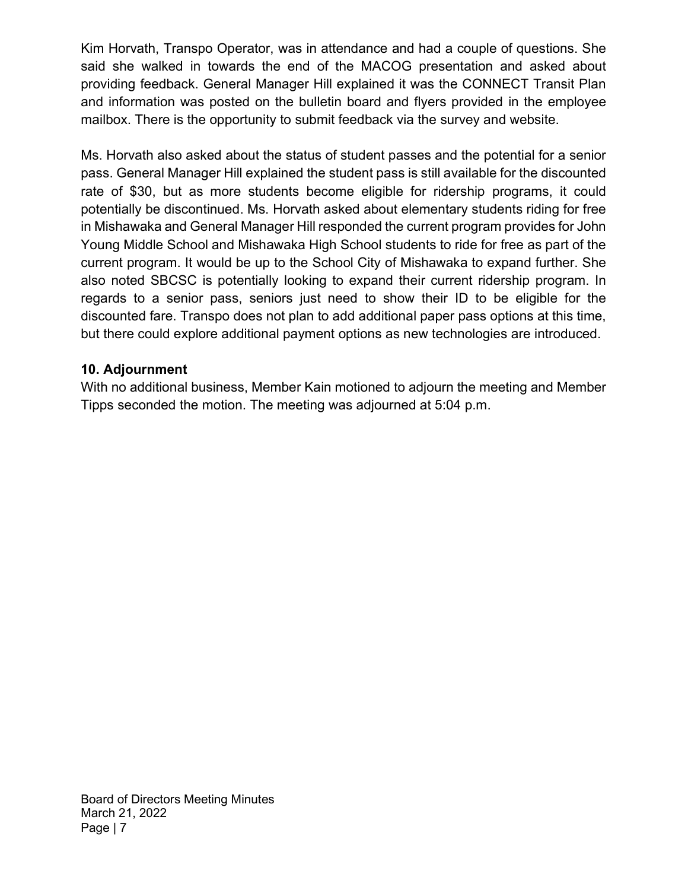Kim Horvath, Transpo Operator, was in attendance and had a couple of questions. She said she walked in towards the end of the MACOG presentation and asked about providing feedback. General Manager Hill explained it was the CONNECT Transit Plan and information was posted on the bulletin board and flyers provided in the employee mailbox. There is the opportunity to submit feedback via the survey and website.

Ms. Horvath also asked about the status of student passes and the potential for a senior pass. General Manager Hill explained the student pass is still available for the discounted rate of $30, but as more students become eligible for ridership programs, it could potentially be discontinued. Ms. Horvath asked about elementary students riding for free in Mishawaka and General Manager Hill responded the current program provides for John Young Middle School and Mishawaka High School students to ride for free as part of the current program. It would be up to the School City of Mishawaka to expand further. She also noted SBCSC is potentially looking to expand their current ridership program. In regards to a senior pass, seniors just need to show their ID to be eligible for the discounted fare. Transpo does not plan to add additional paper pass options at this time, but there could explore additional payment options as new technologies are introduced.

**10. Adjournment**

With no additional business, Member Kain motioned to adjourn the meeting and Member Tipps seconded the motion. The meeting was adjourned at 5:04 p.m.